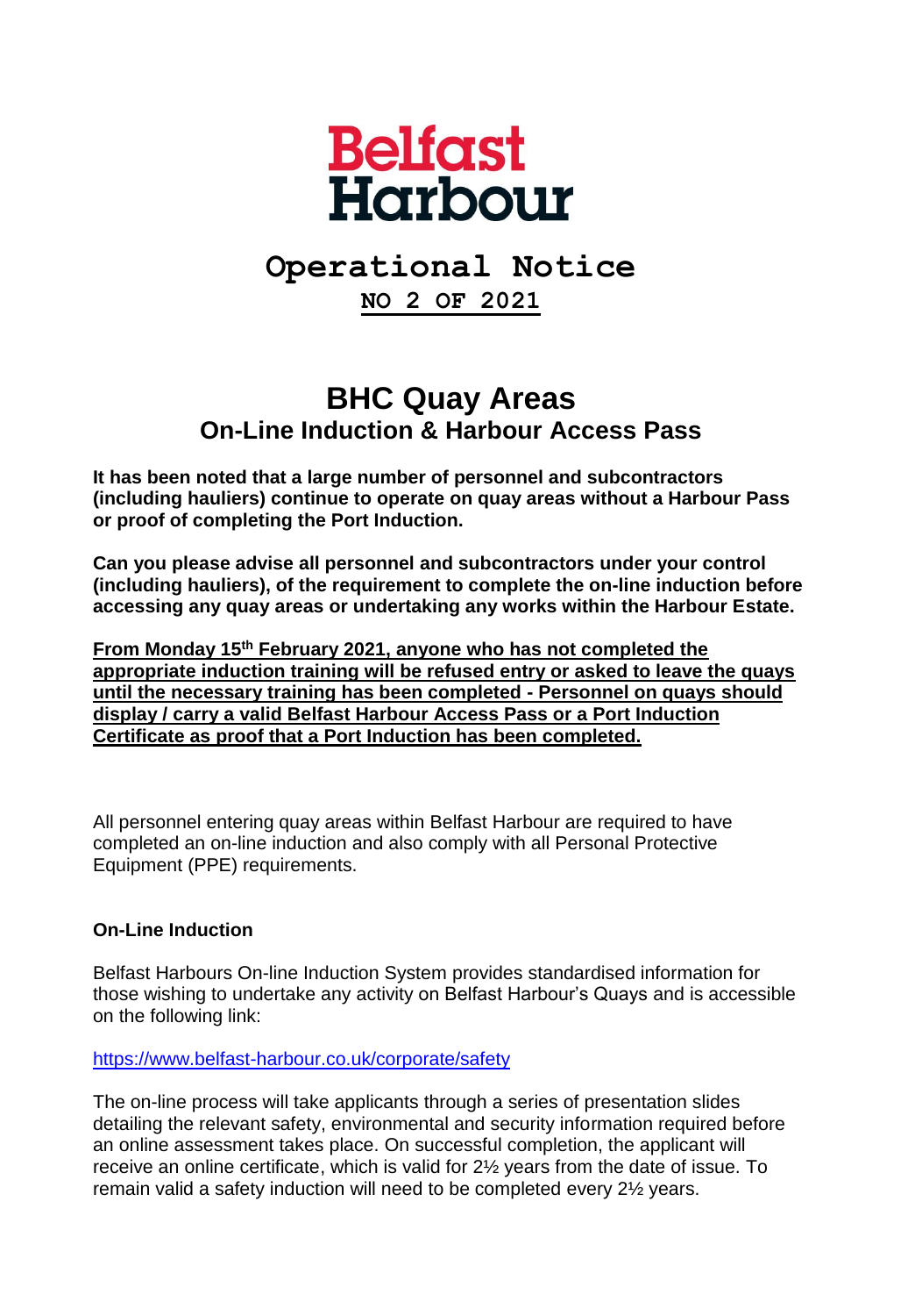# Belfast Harbour

## Operational Notice

**NO 2 OF 2021**

# BHC Quay Areas

## On-Line Induction & Harbour Access Pass

**It has been noted that a large number of personnel and subcontractors (including hauliers) continue to operate on quay areas without a Harbour Pass or proof of completing the Port Induction.**

**Can you please advise all personnel and subcontractors under your control (including hauliers), of the requirement to complete the on-line induction before accessing any quay areas or undertaking any works within the Harbour Estate.**

**From Monday 15th February 2021, anyone who has not completed the appropriate induction training will be refused entry or asked to leave the quays until the necessary training has been completed - Personnel on quays should display / carry a valid Belfast Harbour Access Pass or a Port Induction Certificate as proof that a Port Induction has been completed.**

All personnel entering quay areas within Belfast Harbour are required to have completed an on-line induction and also comply with all Personal Protective Equipment (PPE) requirements.

### On-Line Induction

Belfast Harbours On-line Induction System provides standardised information for those wishing to undertake any activity on Belfast Harbour's Quays and is accessible on the following link:

https://www.belfast-harbour.co.uk/corporate/safety

The on-line process will take applicants through a series of presentation slides detailing the relevant safety, environmental and security information required before an online assessment takes place. On successful completion, the applicant will receive an online certificate, which is valid for 2½ years from the date of issue. To remain valid a safety induction will need to be completed every 2½ years.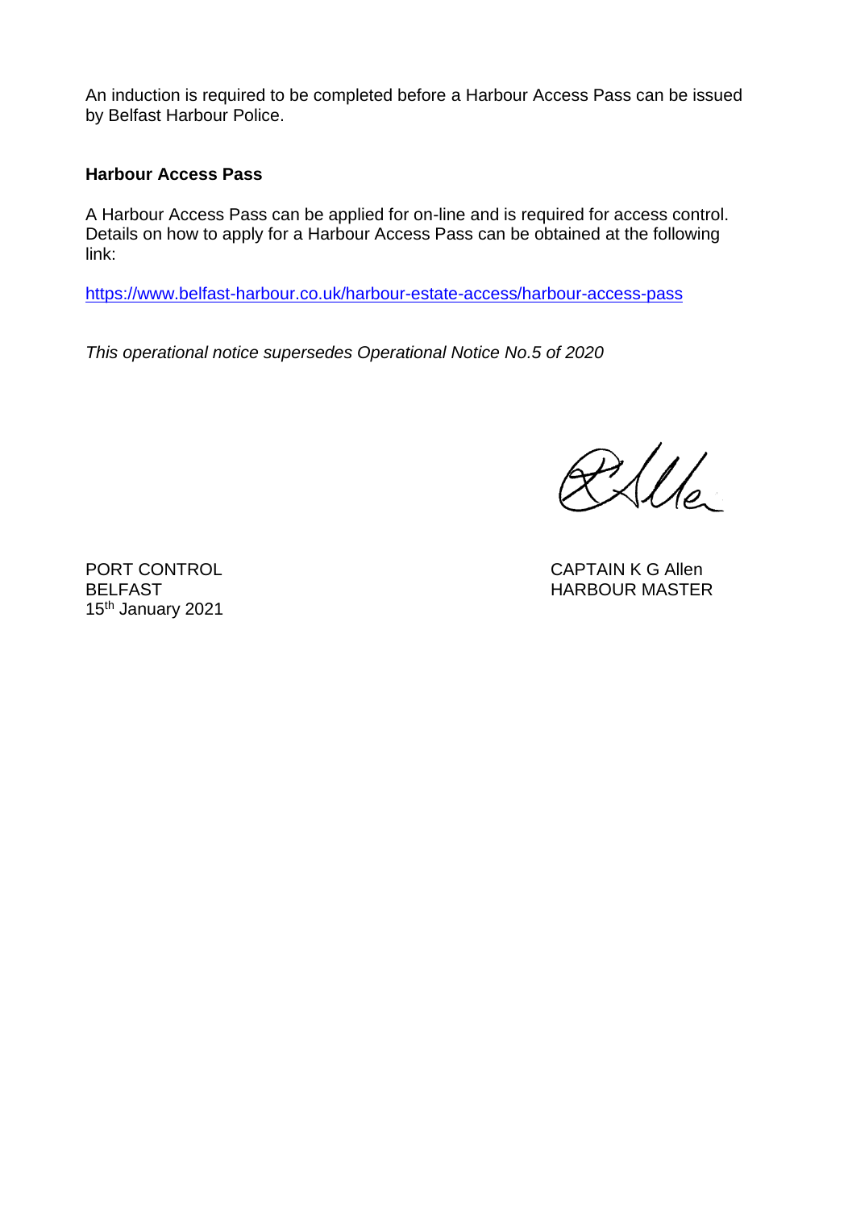An induction is required to be completed before a Harbour Access Pass can be issued by Belfast Harbour Police.

**Harbour Access Pass**

A Harbour Access Pass can be applied for on-line and is required for access control. Details on how to apply for a Harbour Access Pass can be obtained at the following link:

https://www.belfast-harbour.co.uk/harbour-estate-access/harbour-access-pass

*This operational notice supersedes Operational Notice No.5 of 2020*

PORT CONTROL
BELFAST
15th January 2021

CAPTAIN K G Allen
HARBOUR MASTER